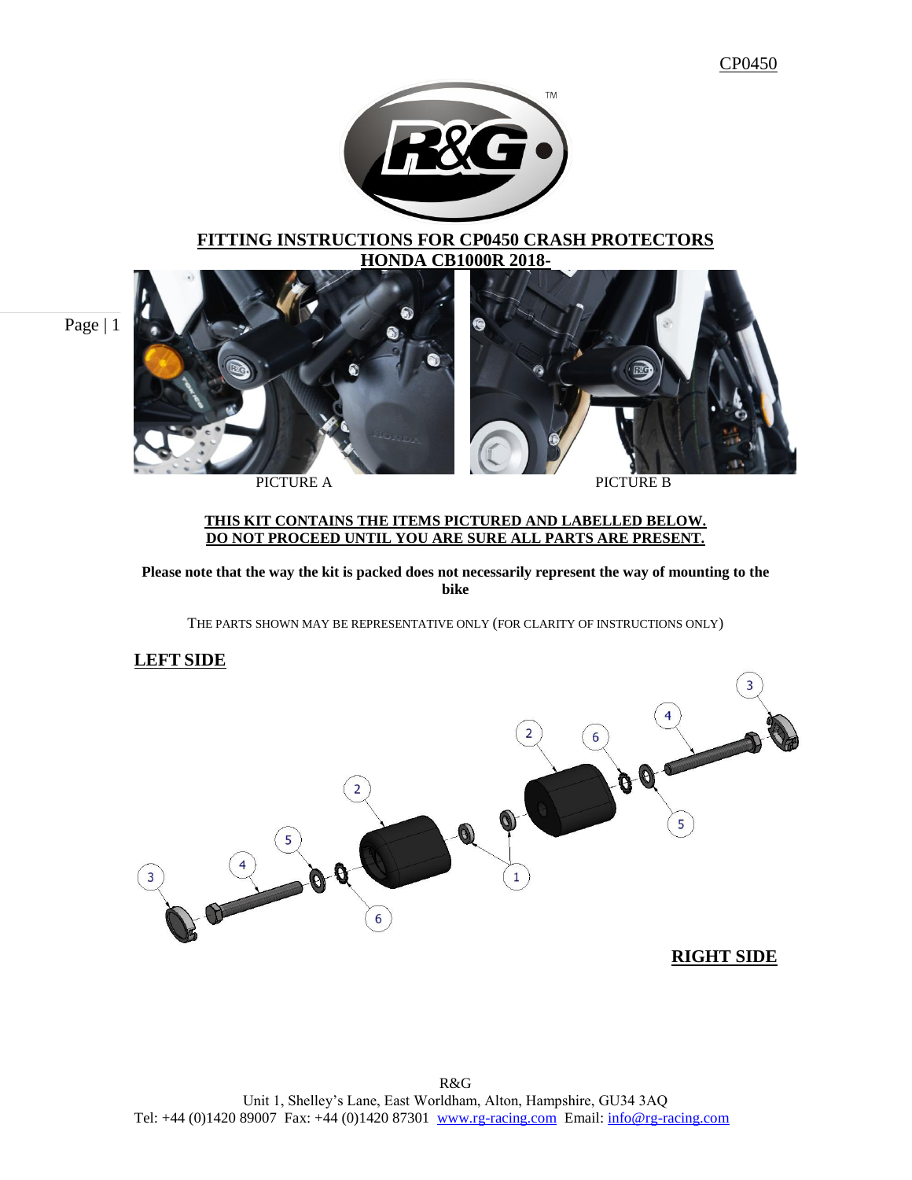CP0450

# FITTING INSTRUCTIONS FOR CP0450 CRASH PROTECTORS
## HONDA CB1000R 2018-

PICTURE A

PICTURE B

**THIS KIT CONTAINS THE ITEMS PICTURED AND LABELLED BELOW.**
**DO NOT PROCEED UNTIL YOU ARE SURE ALL PARTS ARE PRESENT.**

**Please note that the way the kit is packed does not necessarily represent the way of mounting to the bike**

THE PARTS SHOWN MAY BE REPRESENTATIVE ONLY (FOR CLARITY OF INSTRUCTIONS ONLY)

**LEFT SIDE**

**RIGHT SIDE**

R&G
Unit 1, Shelley's Lane, East Worldham, Alton, Hampshire, GU34 3AQ
Tel: +44 (0)1420 89007 Fax: +44 (0)1420 87301 www.rg-racing.com Email: info@rg-racing.com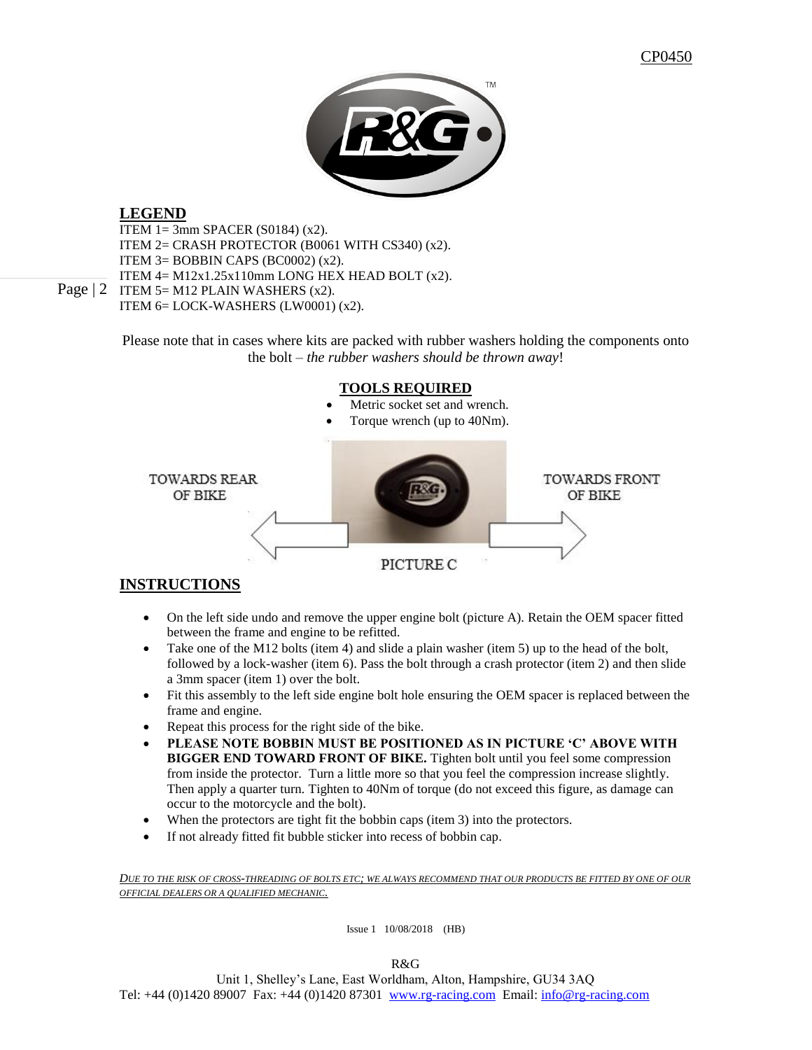CP0450

## LEGEND

ITEM 1= 3mm SPACER (S0184) (x2).
ITEM 2= CRASH PROTECTOR (B0061 WITH CS340) (x2).
ITEM 3= BOBBIN CAPS (BC0002) (x2).
ITEM 4= M12x1.25x110mm LONG HEX HEAD BOLT (x2).
ITEM 5= M12 PLAIN WASHERS (x2).
ITEM 6= LOCK-WASHERS (LW0001) (x2).

Please note that in cases where kits are packed with rubber washers holding the components onto the bolt – *the rubber washers should be thrown away*!

## TOOLS REQUIRED

- Metric socket set and wrench.
- Torque wrench (up to 40Nm).

TOWARDS REAR OF BIKE — TOWARDS FRONT OF BIKE

PICTURE C

## INSTRUCTIONS

- On the left side undo and remove the upper engine bolt (picture A). Retain the OEM spacer fitted between the frame and engine to be refitted.
- Take one of the M12 bolts (item 4) and slide a plain washer (item 5) up to the head of the bolt, followed by a lock-washer (item 6). Pass the bolt through a crash protector (item 2) and then slide a 3mm spacer (item 1) over the bolt.
- Fit this assembly to the left side engine bolt hole ensuring the OEM spacer is replaced between the frame and engine.
- Repeat this process for the right side of the bike.
- **PLEASE NOTE BOBBIN MUST BE POSITIONED AS IN PICTURE 'C' ABOVE WITH BIGGER END TOWARD FRONT OF BIKE.** Tighten bolt until you feel some compression from inside the protector. Turn a little more so that you feel the compression increase slightly. Then apply a quarter turn. Tighten to 40Nm of torque (do not exceed this figure, as damage can occur to the motorcycle and the bolt).
- When the protectors are tight fit the bobbin caps (item 3) into the protectors.
- If not already fitted fit bubble sticker into recess of bobbin cap.

*DUE TO THE RISK OF CROSS-THREADING OF BOLTS ETC; WE ALWAYS RECOMMEND THAT OUR PRODUCTS BE FITTED BY ONE OF OUR OFFICIAL DEALERS OR A QUALIFIED MECHANIC.*

Issue 1 10/08/2018 (HB)

R&G
Unit 1, Shelley's Lane, East Worldham, Alton, Hampshire, GU34 3AQ
Tel: +44 (0)1420 89007 Fax: +44 (0)1420 87301 www.rg-racing.com Email: info@rg-racing.com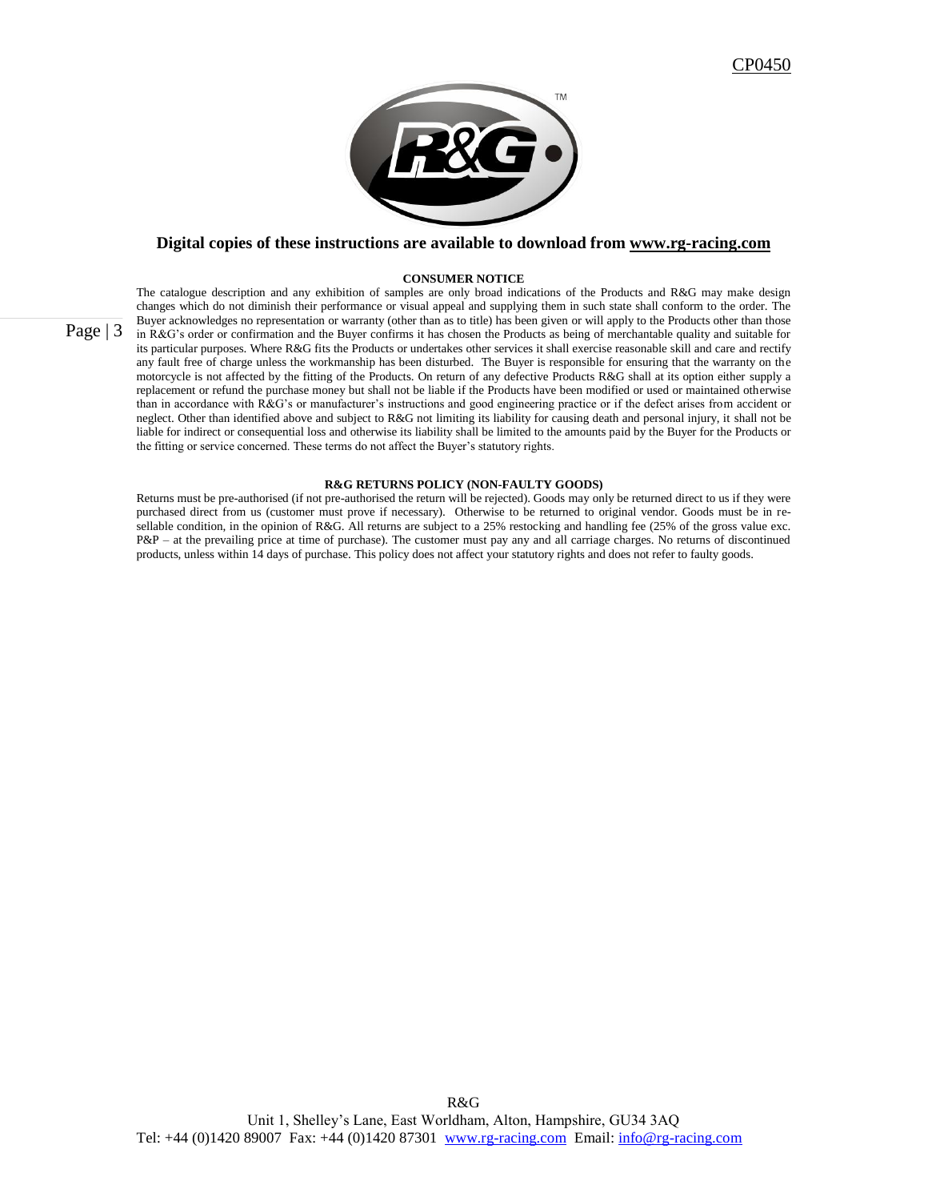CP0450

**Digital copies of these instructions are available to download from [www.rg-racing.com](http://www.rg-racing.com)**

**CONSUMER NOTICE**

The catalogue description and any exhibition of samples are only broad indications of the Products and R&G may make design changes which do not diminish their performance or visual appeal and supplying them in such state shall conform to the order. The Buyer acknowledges no representation or warranty (other than as to title) has been given or will apply to the Products other than those in R&G's order or confirmation and the Buyer confirms it has chosen the Products as being of merchantable quality and suitable for its particular purposes. Where R&G fits the Products or undertakes other services it shall exercise reasonable skill and care and rectify any fault free of charge unless the workmanship has been disturbed. The Buyer is responsible for ensuring that the warranty on the motorcycle is not affected by the fitting of the Products. On return of any defective Products R&G shall at its option either supply a replacement or refund the purchase money but shall not be liable if the Products have been modified or used or maintained otherwise than in accordance with R&G's or manufacturer's instructions and good engineering practice or if the defect arises from accident or neglect. Other than identified above and subject to R&G not limiting its liability for causing death and personal injury, it shall not be liable for indirect or consequential loss and otherwise its liability shall be limited to the amounts paid by the Buyer for the Products or the fitting or service concerned. These terms do not affect the Buyer's statutory rights.

**R&G RETURNS POLICY (NON-FAULTY GOODS)**

Returns must be pre-authorised (if not pre-authorised the return will be rejected). Goods may only be returned direct to us if they were purchased direct from us (customer must prove if necessary). Otherwise to be returned to original vendor. Goods must be in re-sellable condition, in the opinion of R&G. All returns are subject to a 25% restocking and handling fee (25% of the gross value exc. P&P – at the prevailing price at time of purchase). The customer must pay any and all carriage charges. No returns of discontinued products, unless within 14 days of purchase. This policy does not affect your statutory rights and does not refer to faulty goods.

R&G
Unit 1, Shelley's Lane, East Worldham, Alton, Hampshire, GU34 3AQ
Tel: +44 (0)1420 89007 Fax: +44 (0)1420 87301 [www.rg-racing.com](http://www.rg-racing.com) Email: [info@rg-racing.com](mailto:info@rg-racing.com)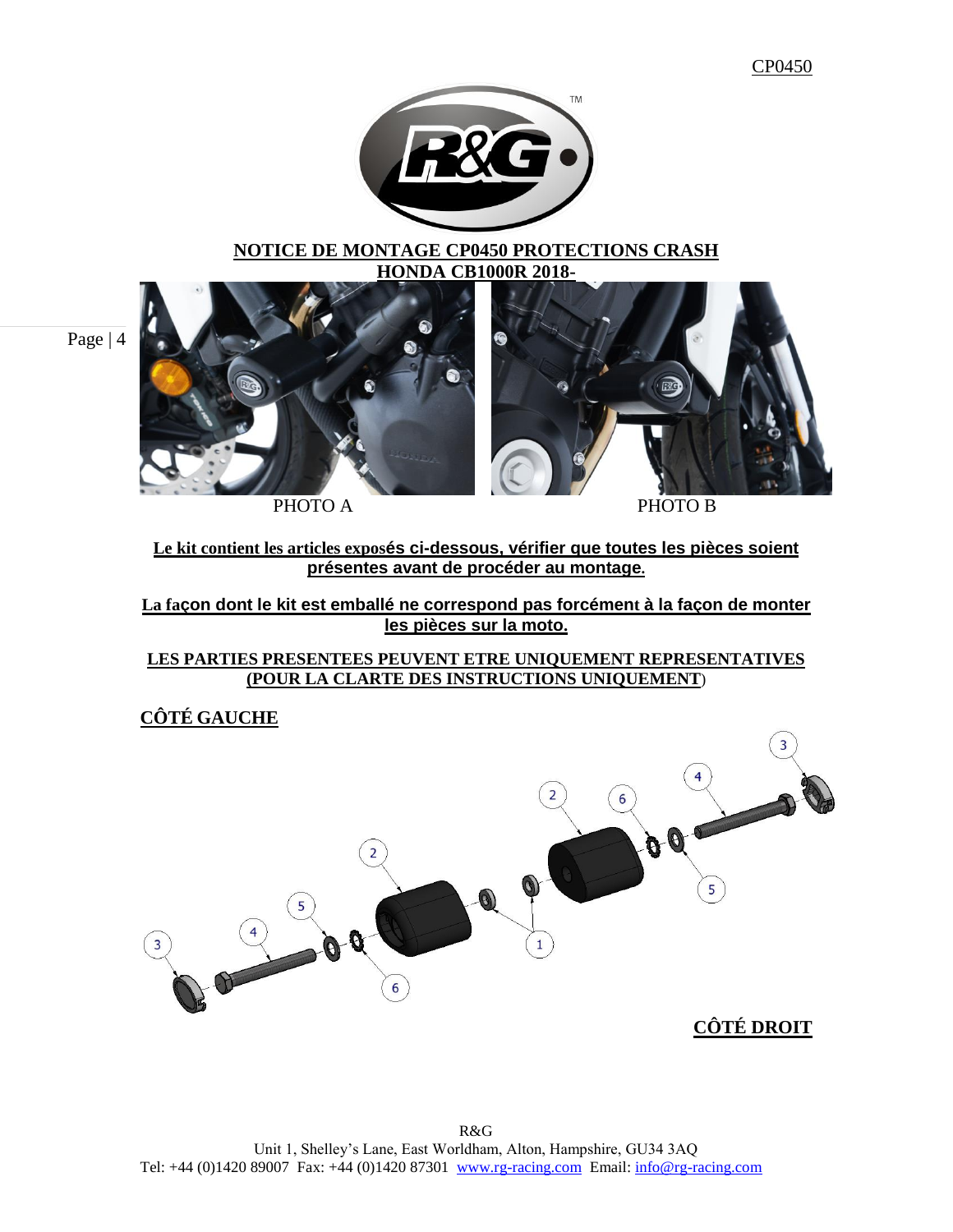CP0450

## NOTICE DE MONTAGE CP0450 PROTECTIONS CRASH HONDA CB1000R 2018-

PHOTO A

PHOTO B

**Le kit contient les articles exposés ci-dessous, vérifier que toutes les pièces soient présentes avant de procéder au montage.**

**La façon dont le kit est emballé ne correspond pas forcément à la façon de monter les pièces sur la moto.**

**LES PARTIES PRESENTEES PEUVENT ETRE UNIQUEMENT REPRESENTATIVES (POUR LA CLARTE DES INSTRUCTIONS UNIQUEMENT)**

**CÔTÉ GAUCHE**

**CÔTÉ DROIT**

R&G
Unit 1, Shelley's Lane, East Worldham, Alton, Hampshire, GU34 3AQ
Tel: +44 (0)1420 89007 Fax: +44 (0)1420 87301 www.rg-racing.com Email: info@rg-racing.com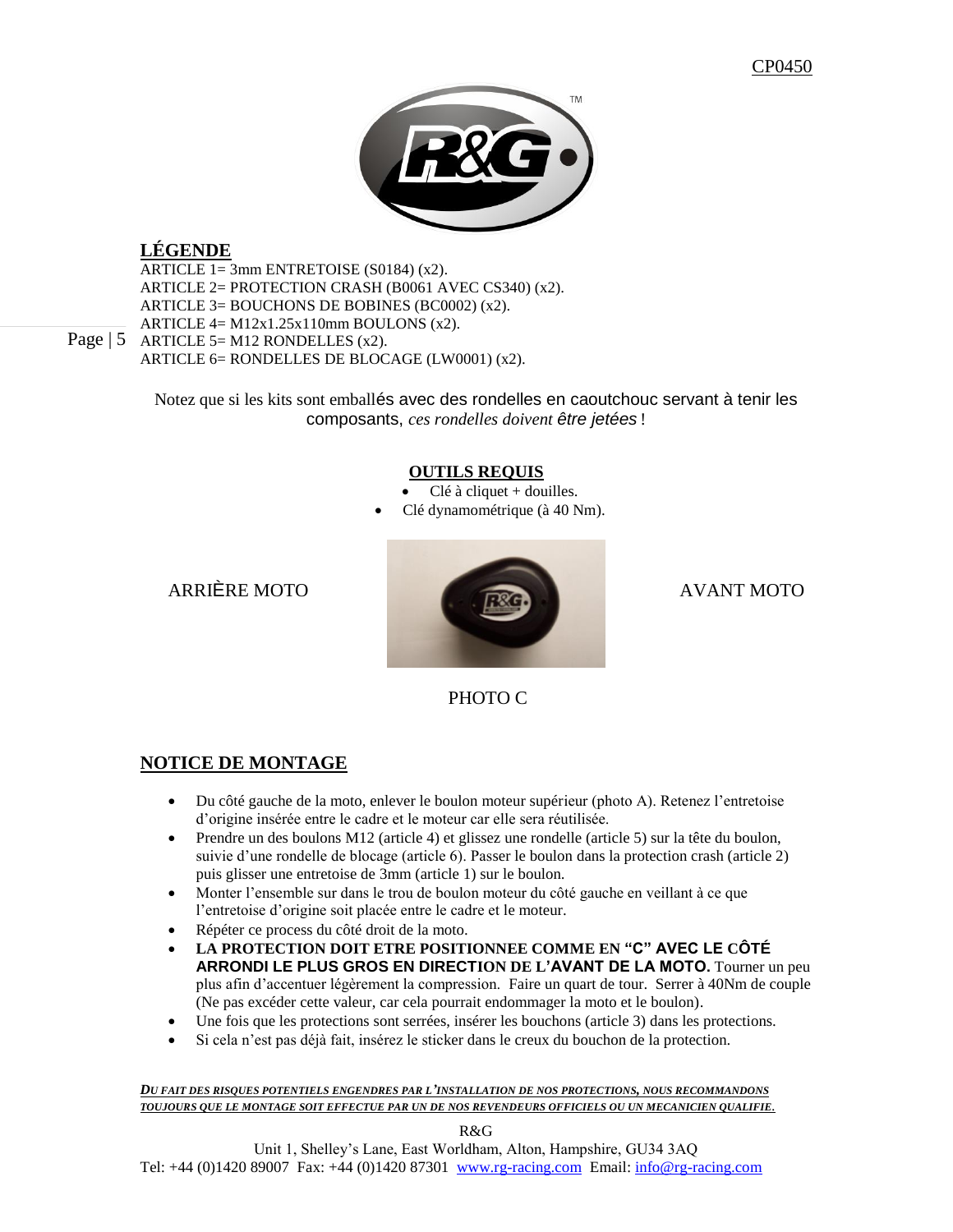CP0450

## LÉGENDE

ARTICLE 1= 3mm ENTRETOISE (S0184) (x2).
ARTICLE 2= PROTECTION CRASH (B0061 AVEC CS340) (x2).
ARTICLE 3= BOUCHONS DE BOBINES (BC0002) (x2).
ARTICLE 4= M12x1.25x110mm BOULONS (x2).
ARTICLE 5= M12 RONDELLES (x2).
ARTICLE 6= RONDELLES DE BLOCAGE (LW0001) (x2).

Notez que si les kits sont emballés avec des rondelles en caoutchouc servant à tenir les composants, *ces rondelles doivent être jetées* !

## OUTILS REQUIS

- Clé à cliquet + douilles.
- Clé dynamométrique (à 40 Nm).

ARRIÈRE MOTO — AVANT MOTO

PHOTO C

## NOTICE DE MONTAGE

- Du côté gauche de la moto, enlever le boulon moteur supérieur (photo A). Retenez l'entretoise d'origine insérée entre le cadre et le moteur car elle sera réutilisée.
- Prendre un des boulons M12 (article 4) et glissez une rondelle (article 5) sur la tête du boulon, suivie d'une rondelle de blocage (article 6). Passer le boulon dans la protection crash (article 2) puis glisser une entretoise de 3mm (article 1) sur le boulon.
- Monter l'ensemble sur dans le trou de boulon moteur du côté gauche en veillant à ce que l'entretoise d'origine soit placée entre le cadre et le moteur.
- Répéter ce process du côté droit de la moto.
- **LA PROTECTION DOIT ETRE POSITIONNEE COMME EN "C" AVEC LE CÔTÉ ARRONDI LE PLUS GROS EN DIRECTION DE L'AVANT DE LA MOTO.** Tourner un peu plus afin d'accentuer légèrement la compression. Faire un quart de tour. Serrer à 40Nm de couple (Ne pas excéder cette valeur, car cela pourrait endommager la moto et le boulon).
- Une fois que les protections sont serrées, insérer les bouchons (article 3) dans les protections.
- Si cela n'est pas déjà fait, insérez le sticker dans le creux du bouchon de la protection.

***DU FAIT DES RISQUES POTENTIELS ENGENDRES PAR L'INSTALLATION DE NOS PROTECTIONS, NOUS RECOMMANDONS TOUJOURS QUE LE MONTAGE SOIT EFFECTUE PAR UN DE NOS REVENDEURS OFFICIELS OU UN MECANICIEN QUALIFIE.***

R&G
Unit 1, Shelley's Lane, East Worldham, Alton, Hampshire, GU34 3AQ
Tel: +44 (0)1420 89007 Fax: +44 (0)1420 87301 www.rg-racing.com Email: info@rg-racing.com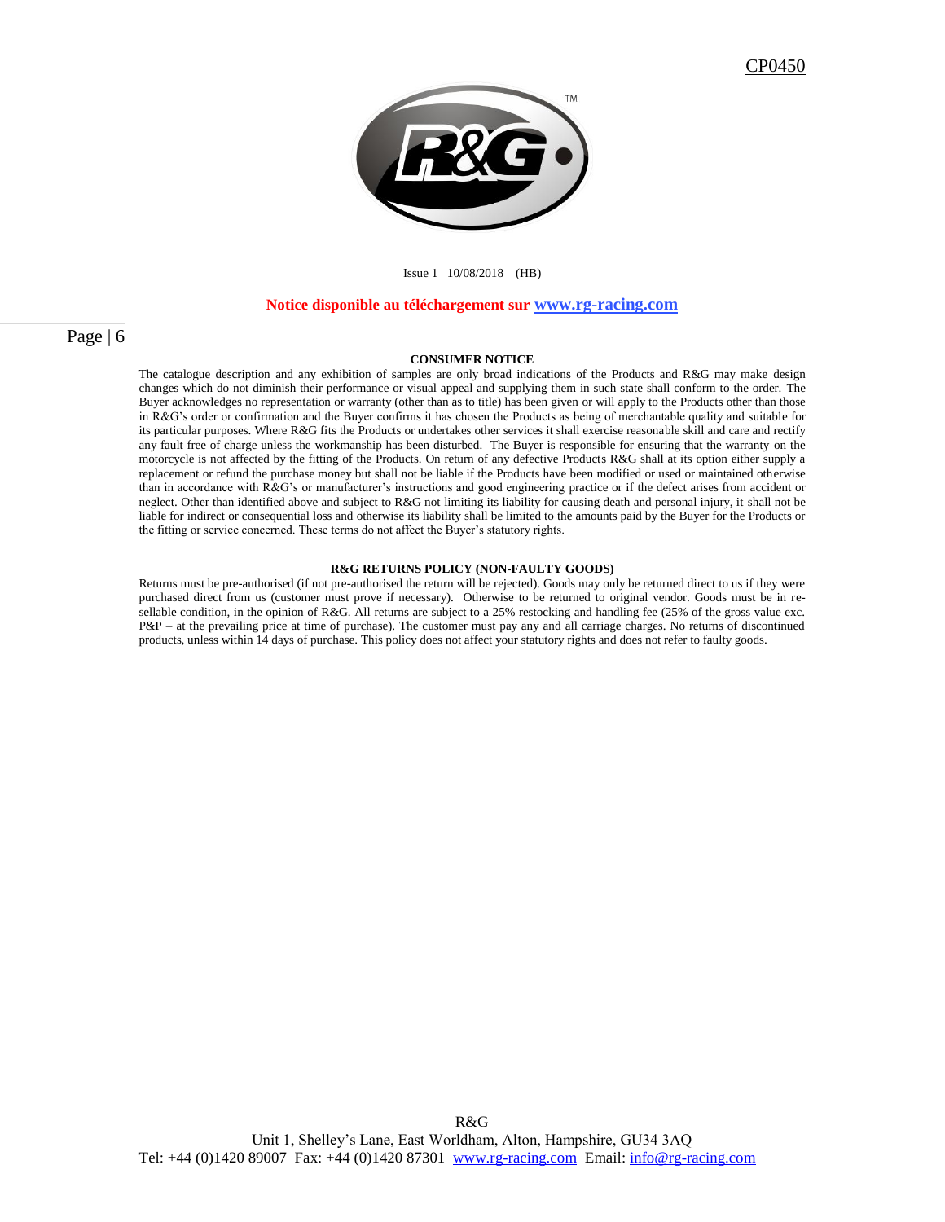CP0450

Issue 1 10/08/2018 (HB)

**Notice disponible au téléchargement sur [www.rg-racing.com](http://www.rg-racing.com)**

### CONSUMER NOTICE

The catalogue description and any exhibition of samples are only broad indications of the Products and R&G may make design changes which do not diminish their performance or visual appeal and supplying them in such state shall conform to the order. The Buyer acknowledges no representation or warranty (other than as to title) has been given or will apply to the Products other than those in R&G's order or confirmation and the Buyer confirms it has chosen the Products as being of merchantable quality and suitable for its particular purposes. Where R&G fits the Products or undertakes other services it shall exercise reasonable skill and care and rectify any fault free of charge unless the workmanship has been disturbed. The Buyer is responsible for ensuring that the warranty on the motorcycle is not affected by the fitting of the Products. On return of any defective Products R&G shall at its option either supply a replacement or refund the purchase money but shall not be liable if the Products have been modified or used or maintained otherwise than in accordance with R&G's or manufacturer's instructions and good engineering practice or if the defect arises from accident or neglect. Other than identified above and subject to R&G not limiting its liability for causing death and personal injury, it shall not be liable for indirect or consequential loss and otherwise its liability shall be limited to the amounts paid by the Buyer for the Products or the fitting or service concerned. These terms do not affect the Buyer's statutory rights.

### R&G RETURNS POLICY (NON-FAULTY GOODS)

Returns must be pre-authorised (if not pre-authorised the return will be rejected). Goods may only be returned direct to us if they were purchased direct from us (customer must prove if necessary). Otherwise to be returned to original vendor. Goods must be in re-sellable condition, in the opinion of R&G. All returns are subject to a 25% restocking and handling fee (25% of the gross value exc. P&P – at the prevailing price at time of purchase). The customer must pay any and all carriage charges. No returns of discontinued products, unless within 14 days of purchase. This policy does not affect your statutory rights and does not refer to faulty goods.

R&G
Unit 1, Shelley's Lane, East Worldham, Alton, Hampshire, GU34 3AQ
Tel: +44 (0)1420 89007 Fax: +44 (0)1420 87301 [www.rg-racing.com](http://www.rg-racing.com) Email: [info@rg-racing.com](mailto:info@rg-racing.com)